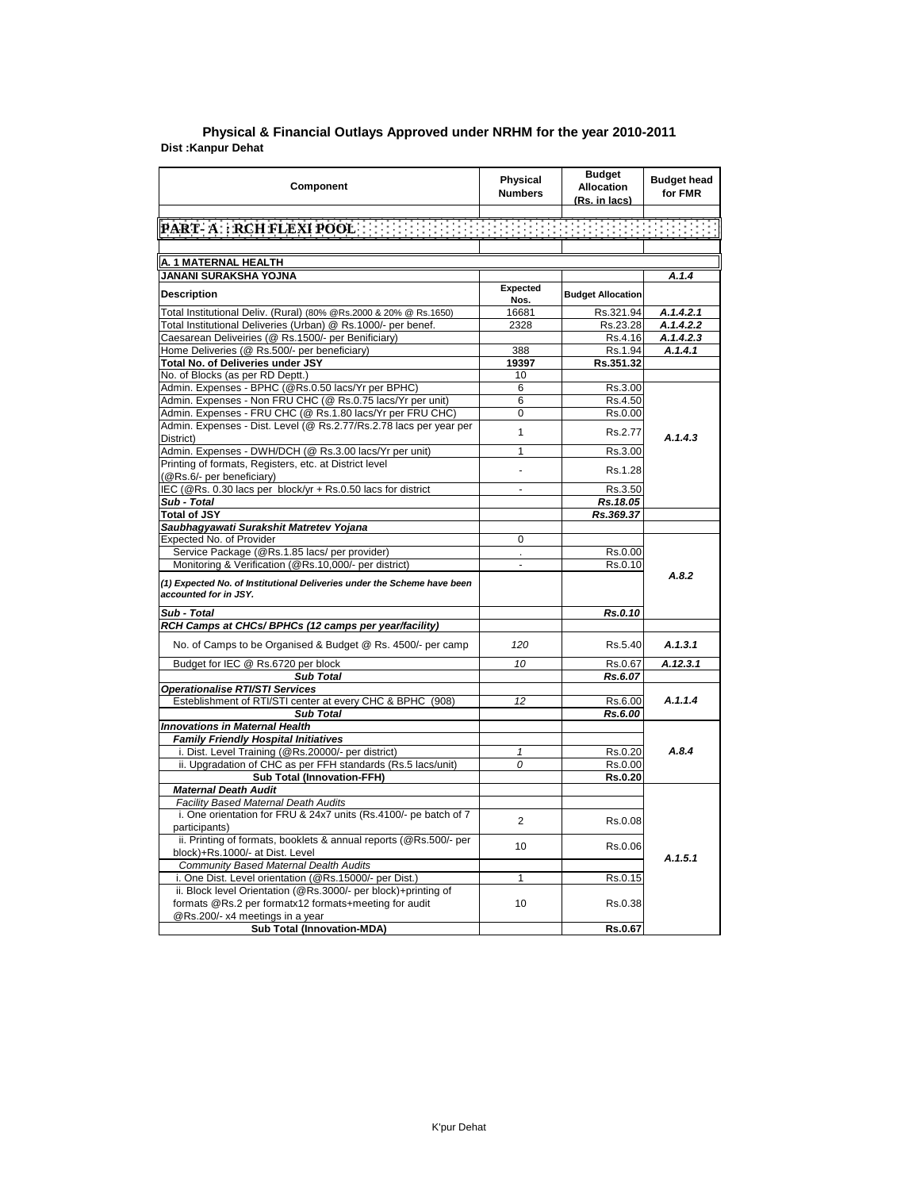## Physical & Financial Outlays Approved under NRHM for the year 2010-2011

**Dist :Kanpur Dehat**

| Component | Physical Numbers | Budget Allocation (Rs. in lacs) | Budget head for FMR |
|---|---|---|---|
| **PART- A : RCH FLEXI POOL** | | | |
| **A. 1 MATERNAL HEALTH** | | | |
| **JANANI SURAKSHA YOJNA** | | | ***A.1.4*** |
| **Description** | **Expected Nos.** | **Budget Allocation** | |
| Total Institutional Deliv. (Rural) (80% @Rs.2000 & 20% @ Rs.1650) | 16681 | Rs.321.94 | ***A.1.4.2.1*** |
| Total Institutional Deliveries (Urban) @ Rs.1000/- per benef. | 2328 | Rs.23.28 | ***A.1.4.2.2*** |
| Caesarean Deliveiries (@ Rs.1500/- per Benificiary) | | Rs.4.16 | ***A.1.4.2.3*** |
| Home Deliveries (@ Rs.500/- per beneficiary) | 388 | Rs.1.94 | ***A.1.4.1*** |
| **Total No. of Deliveries under JSY** | **19397** | **Rs.351.32** | |
| No. of Blocks (as per RD Deptt.) | 10 | | |
| Admin. Expenses - BPHC (@Rs.0.50 lacs/Yr per BPHC) | 6 | Rs.3.00 | ***A.1.4.3*** |
| Admin. Expenses - Non FRU CHC (@ Rs.0.75 lacs/Yr per unit) | 6 | Rs.4.50 | |
| Admin. Expenses - FRU CHC (@ Rs.1.80 lacs/Yr per FRU CHC) | 0 | Rs.0.00 | |
| Admin. Expenses - Dist. Level (@ Rs.2.77/Rs.2.78 lacs per year per District) | 1 | Rs.2.77 | |
| Admin. Expenses - DWH/DCH (@ Rs.3.00 lacs/Yr per unit) | 1 | Rs.3.00 | |
| Printing of formats, Registers, etc. at District level (@Rs.6/- per beneficiary) | - | Rs.1.28 | |
| IEC (@Rs. 0.30 lacs per block/yr + Rs.0.50 lacs for district | - | Rs.3.50 | |
| ***Sub - Total*** | | ***Rs.18.05*** | |
| ***Total of JSY*** | | ***Rs.369.37*** | |
| ***Saubhagyawati Surakshit Matretev Yojana*** | | | |
| Expected No. of Provider | 0 | | ***A.8.2*** |
| Service Package (@Rs.1.85 lacs/ per provider) | . | Rs.0.00 | |
| Monitoring & Verification (@Rs.10,000/- per district) | - | Rs.0.10 | |
| ***(1) Expected No. of Institutional Deliveries under the Scheme have been accounted for in JSY.*** | | | |
| ***Sub - Total*** | | ***Rs.0.10*** | |
| ***RCH Camps at CHCs/ BPHCs (12 camps per year/facility)*** | | | |
| No. of Camps to be Organised & Budget @ Rs. 4500/- per camp | *120* | Rs.5.40 | ***A.1.3.1*** |
| Budget for IEC @ Rs.6720 per block | *10* | Rs.0.67 | ***A.12.3.1*** |
| ***Sub Total*** | | ***Rs.6.07*** | |
| ***Operationalise RTI/STI Services*** | | | ***A.1.1.4*** |
| Esteblishment of RTI/STI center at every CHC & BPHC (908) | *12* | Rs.6.00 | |
| ***Sub Total*** | | ***Rs.6.00*** | |
| ***Innovations in Maternal Health*** | | | ***A.8.4*** |
| ***Family Friendly Hospital Initiatives*** | | | |
| i. Dist. Level Training (@Rs.20000/- per district) | *1* | Rs.0.20 | |
| ii. Upgradation of CHC as per FFH standards (Rs.5 lacs/unit) | *0* | Rs.0.00 | |
| **Sub Total (Innovation-FFH)** | | **Rs.0.20** | |
| ***Maternal Death Audit*** | | | ***A.1.5.1*** |
| *Facility Based Maternal Death Audits* | | | |
| i. One orientation for FRU & 24x7 units (Rs.4100/- pe batch of 7 participants) | 2 | Rs.0.08 | |
| ii. Printing of formats, booklets & annual reports (@Rs.500/- per block)+Rs.1000/- at Dist. Level | 10 | Rs.0.06 | |
| *Community Based Maternal Dealth Audits* | | | |
| i. One Dist. Level orientation (@Rs.15000/- per Dist.) | 1 | Rs.0.15 | |
| ii. Block level Orientation (@Rs.3000/- per block)+printing of formats @Rs.2 per formatx12 formats+meeting for audit @Rs.200/- x4 meetings in a year | 10 | Rs.0.38 | |
| **Sub Total (Innovation-MDA)** | | **Rs.0.67** | |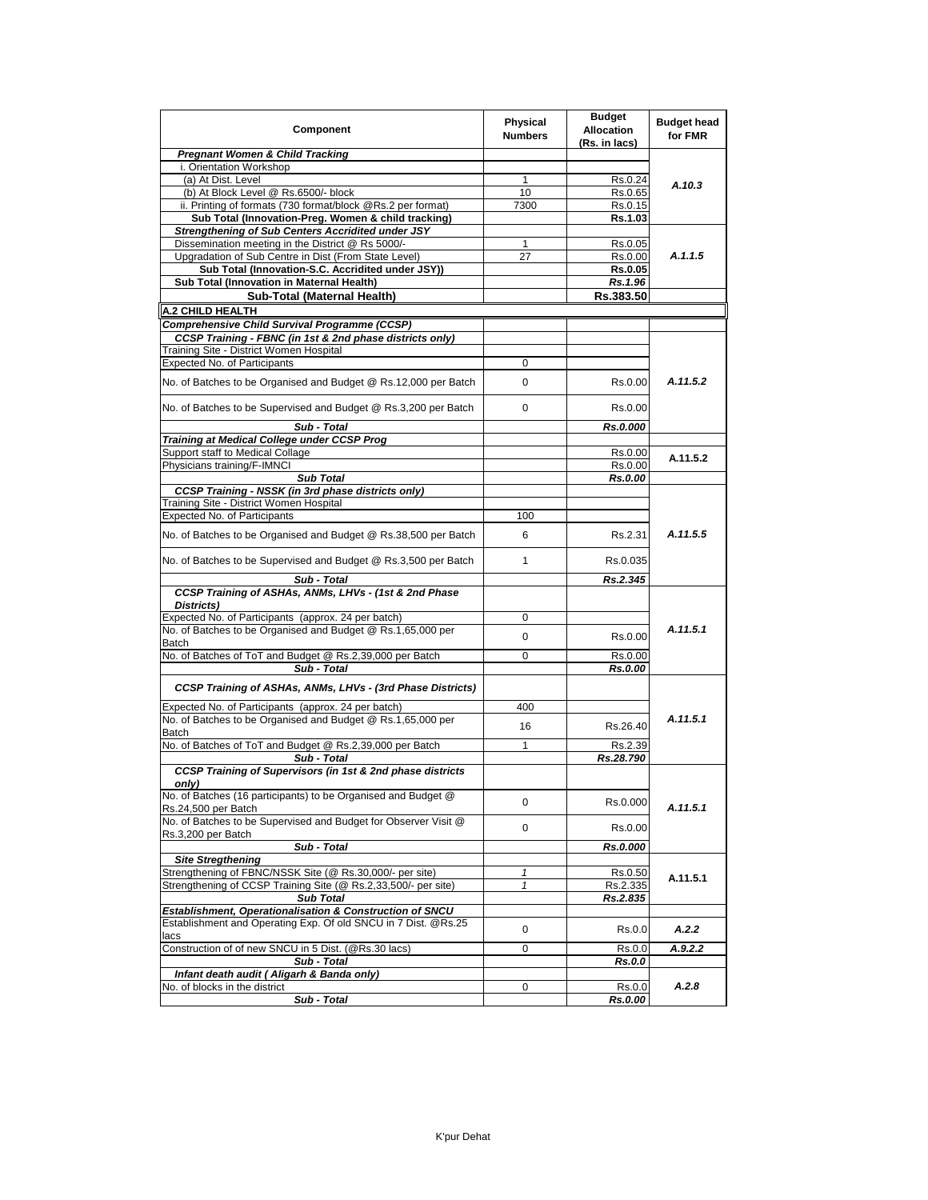| Component | Physical Numbers | Budget Allocation (Rs. in lacs) | Budget head for FMR |
|---|---|---|---|
| ***Pregnant Women & Child Tracking*** | | | |
| i. Orientation Workshop | | | A.10.3 |
| (a) At Dist. Level | 1 | Rs.0.24 | |
| (b) At Block Level @ Rs.6500/- block | 10 | Rs.0.65 | |
| ii. Printing of formats (730 format/block @Rs.2 per format) | 7300 | Rs.0.15 | |
| **Sub Total (Innovation-Preg. Women & child tracking)** | | **Rs.1.03** | |
| ***Strengthening of Sub Centers Accridited under JSY*** | | | A.1.1.5 |
| Dissemination meeting in the District @ Rs 5000/- | 1 | Rs.0.05 | |
| Upgradation of Sub Centre in Dist (From State Level) | 27 | Rs.0.00 | |
| **Sub Total (Innovation-S.C. Accridited under JSY))** | | **Rs.0.05** | |
| **Sub Total (Innovation in Maternal Health)** | | ***Rs.1.96*** | |
| **Sub-Total (Maternal Health)** | | **Rs.383.50** | |
| **A.2 CHILD HEALTH** | | | |
| ***Comprehensive Child Survival Programme (CCSP)*** | | | |
| ***CCSP Training - FBNC (in 1st & 2nd phase districts only)*** | | | A.11.5.2 |
| Training Site - District Women Hospital | | | |
| Expected No. of Participants | 0 | | |
| No. of Batches to be Organised and Budget @ Rs.12,000 per Batch | 0 | Rs.0.00 | |
| No. of Batches to be Supervised and Budget @ Rs.3,200 per Batch | 0 | Rs.0.00 | |
| ***Sub - Total*** | | ***Rs.0.000*** | |
| ***Training at Medical College under CCSP Prog*** | | | |
| Support staff to Medical Collage | | Rs.0.00 | A.11.5.2 |
| Physicians training/F-IMNCI | | Rs.0.00 | |
| ***Sub Total*** | | ***Rs.0.00*** | |
| ***CCSP Training - NSSK (in 3rd phase districts only)*** | | | A.11.5.5 |
| Training Site - District Women Hospital | | | |
| Expected No. of Participants | 100 | | |
| No. of Batches to be Organised and Budget @ Rs.38,500 per Batch | 6 | Rs.2.31 | |
| No. of Batches to be Supervised and Budget @ Rs.3,500 per Batch | 1 | Rs.0.035 | |
| ***Sub - Total*** | | ***Rs.2.345*** | |
| ***CCSP Training of ASHAs, ANMs, LHVs - (1st & 2nd Phase Districts)*** | | | A.11.5.1 |
| Expected No. of Participants (approx. 24 per batch) | 0 | | |
| No. of Batches to be Organised and Budget @ Rs.1,65,000 per Batch | 0 | Rs.0.00 | |
| No. of Batches of ToT and Budget @ Rs.2,39,000 per Batch | 0 | Rs.0.00 | |
| ***Sub - Total*** | | ***Rs.0.00*** | |
| ***CCSP Training of ASHAs, ANMs, LHVs - (3rd Phase Districts)*** | | | A.11.5.1 |
| Expected No. of Participants (approx. 24 per batch) | 400 | | |
| No. of Batches to be Organised and Budget @ Rs.1,65,000 per Batch | 16 | Rs.26.40 | |
| No. of Batches of ToT and Budget @ Rs.2,39,000 per Batch | 1 | Rs.2.39 | |
| ***Sub - Total*** | | ***Rs.28.790*** | |
| ***CCSP Training of Supervisors (in 1st & 2nd phase districts only)*** | | | A.11.5.1 |
| No. of Batches (16 participants) to be Organised and Budget @ Rs.24,500 per Batch | 0 | Rs.0.000 | |
| No. of Batches to be Supervised and Budget for Observer Visit @ Rs.3,200 per Batch | 0 | Rs.0.00 | |
| ***Sub - Total*** | | ***Rs.0.000*** | |
| ***Site Stregthening*** | | | |
| Strengthening of FBNC/NSSK Site (@ Rs.30,000/- per site) | *1* | Rs.0.50 | A.11.5.1 |
| Strengthening of CCSP Training Site (@ Rs.2,33,500/- per site) | *1* | Rs.2.335 | |
| ***Sub Total*** | | ***Rs.2.835*** | |
| ***Establishment, Operationalisation & Construction of SNCU*** | | | |
| Establishment and Operating Exp. Of old SNCU in 7 Dist. @Rs.25 lacs | 0 | Rs.0.0 | ***A.2.2*** |
| Construction of of new SNCU in 5 Dist. (@Rs.30 lacs) | 0 | Rs.0.0 | ***A.9.2.2*** |
| ***Sub - Total*** | | ***Rs.0.0*** | |
| ***Infant death audit ( Aligarh & Banda only)*** | | | ***A.2.8*** |
| No. of blocks in the district | 0 | Rs.0.0 | |
| ***Sub - Total*** | | ***Rs.0.00*** | |

K'pur Dehat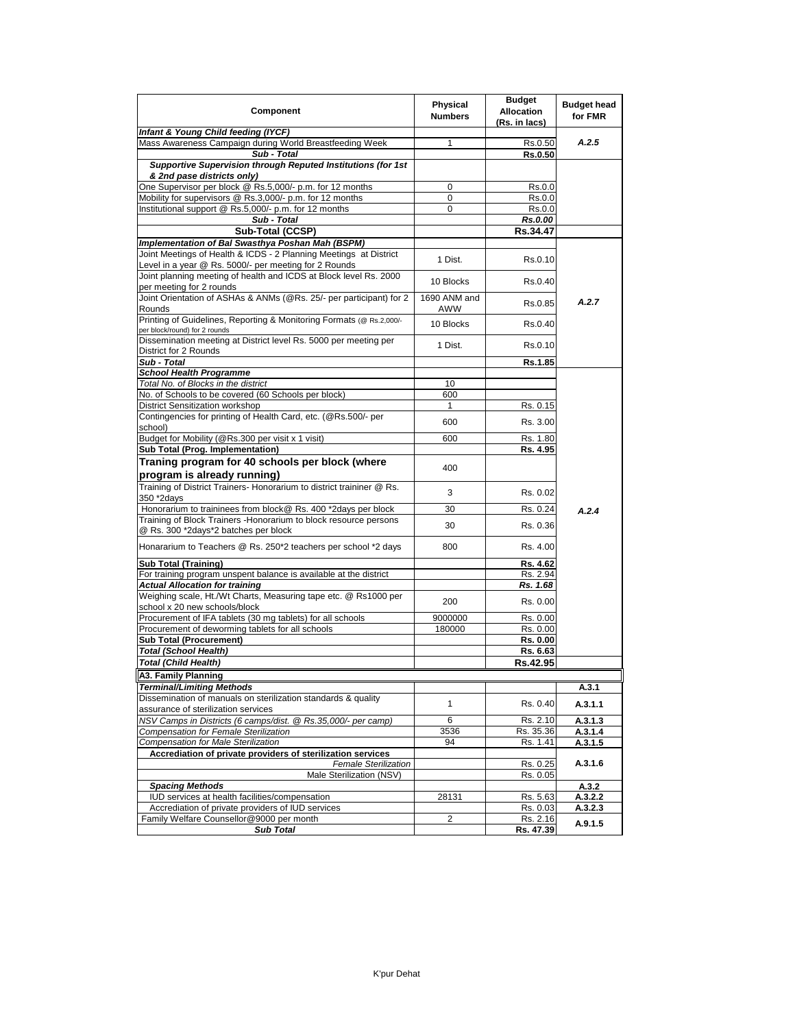| Component | Physical Numbers | Budget Allocation (Rs. in lacs) | Budget head for FMR |
|---|---|---|---|
| ***Infant & Young Child feeding (IYCF)*** | | | |
| Mass Awareness Campaign during World Breastfeeding Week | 1 | Rs.0.50 | *A.2.5* |
| ***Sub - Total*** | | **Rs.0.50** | |
| ***Supportive Supervision through Reputed Institutions (for 1st & 2nd pase districts only)*** | | | |
| One Supervisor per block @ Rs.5,000/- p.m. for 12 months | 0 | Rs.0.0 | |
| Mobility for supervisors @ Rs.3,000/- p.m. for 12 months | 0 | Rs.0.0 | |
| Institutional support @ Rs.5,000/- p.m. for 12 months | 0 | Rs.0.0 | |
| ***Sub - Total*** | | ***Rs.0.00*** | |
| **Sub-Total (CCSP)** | | **Rs.34.47** | |
| ***Implementation of Bal Swasthya Poshan Mah (BSPM)*** | | | |
| Joint Meetings of Health & ICDS - 2 Planning Meetings at District Level in a year @ Rs. 5000/- per meeting for 2 Rounds | 1 Dist. | Rs.0.10 | *A.2.7* |
| Joint planning meeting of health and ICDS at Block level Rs. 2000 per meeting for 2 rounds | 10 Blocks | Rs.0.40 | |
| Joint Orientation of ASHAs & ANMs (@Rs. 25/- per participant) for 2 Rounds | 1690 ANM and AWW | Rs.0.85 | |
| Printing of Guidelines, Reporting & Monitoring Formats (@ Rs.2,000/- per block/round) for 2 rounds | 10 Blocks | Rs.0.40 | |
| Dissemination meeting at District level Rs. 5000 per meeting per District for 2 Rounds | 1 Dist. | Rs.0.10 | |
| ***Sub - Total*** | | **Rs.1.85** | |
| ***School Health Programme*** | | | *A.2.4* |
| *Total No. of Blocks in the district* | 10 | | |
| No. of Schools to be covered (60 Schools per block) | 600 | | |
| District Sensitization workshop | 1 | Rs. 0.15 | |
| Contingencies for printing of Health Card, etc. (@Rs.500/- per school) | 600 | Rs. 3.00 | |
| Budget for Mobility (@Rs.300 per visit x 1 visit) | 600 | Rs. 1.80 | |
| **Sub Total (Prog. Implementation)** | | **Rs. 4.95** | |
| **Traning program for 40 schools per block (where program is already running)** | 400 | | |
| Training of District Trainers- Honorarium to district traininer @ Rs. 350 *2days | 3 | Rs. 0.02 | |
| Honorarium to traininees from block@ Rs. 400 *2days per block | 30 | Rs. 0.24 | |
| Training of Block Trainers -Honorarium to block resource persons @ Rs. 300 *2days*2 batches per block | 30 | Rs. 0.36 | |
| Honararium to Teachers @ Rs. 250*2 teachers per school *2 days | 800 | Rs. 4.00 | |
| **Sub Total (Training)** | | **Rs. 4.62** | |
| For training program unspent balance is available at the district | | Rs. 2.94 | |
| ***Actual Allocation for training*** | | ***Rs. 1.68*** | |
| Weighing scale, Ht./Wt Charts, Measuring tape etc. @ Rs1000 per school x 20 new schools/block | 200 | Rs. 0.00 | |
| Procurement of IFA tablets (30 mg tablets) for all schools | 9000000 | Rs. 0.00 | |
| Procurement of deworming tablets for all schools | 180000 | Rs. 0.00 | |
| **Sub Total (Procurement)** | | **Rs. 0.00** | |
| ***Total (School Health)*** | | **Rs. 6.63** | |
| ***Total (Child Health)*** | | **Rs.42.95** | |
| **A3. Family Planning** | | | |
| ***Terminal/Limiting Methods*** | | | **A.3.1** |
| Dissemination of manuals on sterilization standards & quality assurance of sterilization services | 1 | Rs. 0.40 | **A.3.1.1** |
| *NSV Camps in Districts (6 camps/dist. @ Rs.35,000/- per camp)* | 6 | Rs. 2.10 | **A.3.1.3** |
| *Compensation for Female Sterilization* | 3536 | Rs. 35.36 | **A.3.1.4** |
| *Compensation for Male Sterilization* | 94 | Rs. 1.41 | **A.3.1.5** |
| **Accrediation of private providers of sterilization services** | | | **A.3.1.6** |
| *Female Sterilization* | | Rs. 0.25 | |
| Male Sterilization (NSV) | | Rs. 0.05 | |
| ***Spacing Methods*** | | | **A.3.2** |
| IUD services at health facilities/compensation | 28131 | Rs. 5.63 | **A.3.2.2** |
| Accrediation of private providers of IUD services | | Rs. 0.03 | **A.3.2.3** |
| Family Welfare Counsellor@9000 per month | 2 | Rs. 2.16 | **A.9.1.5** |
| ***Sub Total*** | | **Rs. 47.39** | |

K'pur Dehat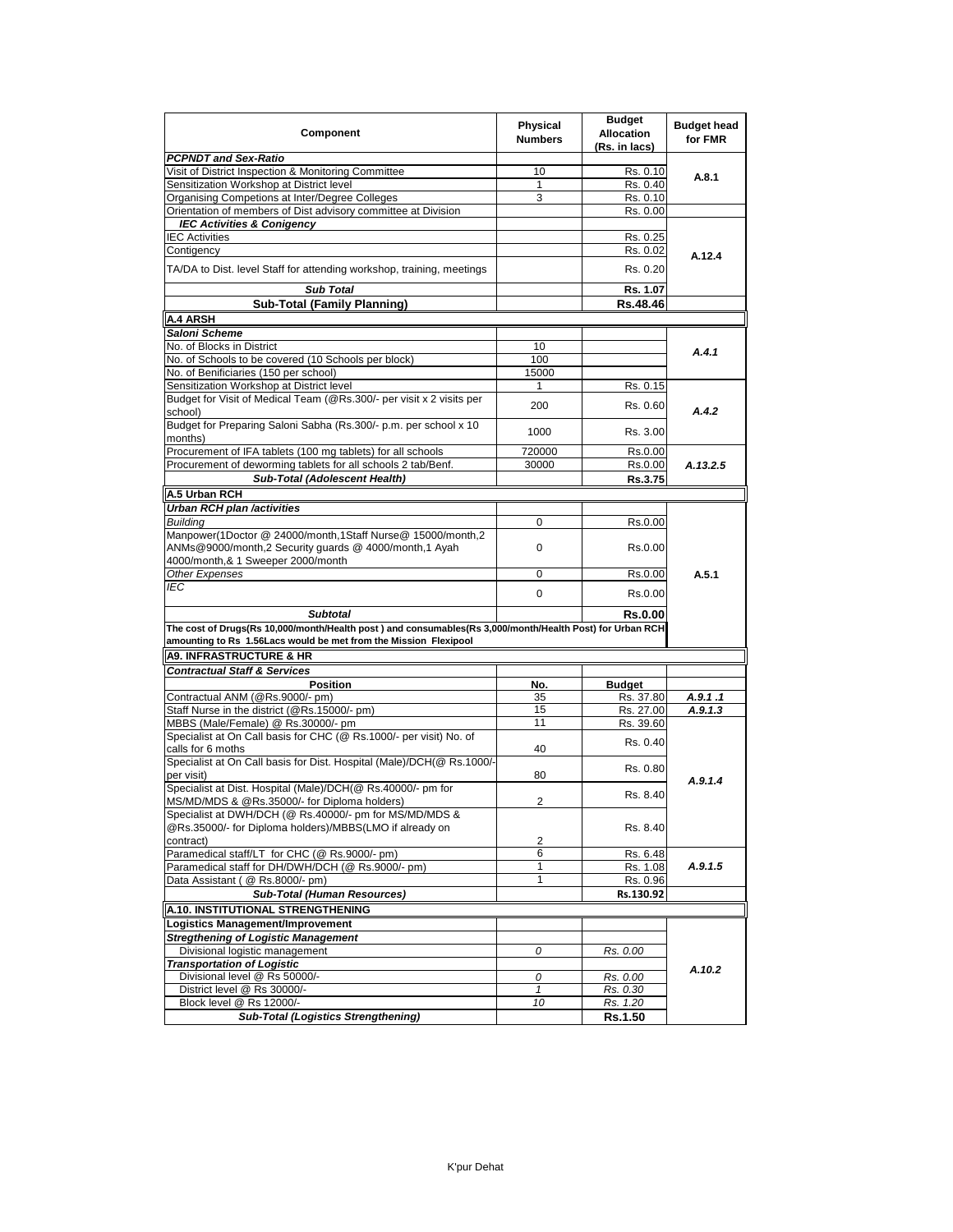| Component | Physical Numbers | Budget Allocation (Rs. in lacs) | Budget head for FMR |
|---|---|---|---|
| ***PCPNDT and Sex-Ratio*** | | | |
| Visit of District Inspection & Monitoring Committee | 10 | Rs. 0.10 | **A.8.1** |
| Sensitization Workshop at District level | 1 | Rs. 0.40 | |
| Organising Competions at Inter/Degree Colleges | 3 | Rs. 0.10 | |
| Orientation of members of Dist advisory committee at Division | | Rs. 0.00 | |
| ***IEC Activities & Conigency*** | | | |
| IEC Activities | | Rs. 0.25 | **A.12.4** |
| Contigency | | Rs. 0.02 | |
| TA/DA to Dist. level Staff for attending workshop, training, meetings | | Rs. 0.20 | |
| ***Sub Total*** | | **Rs. 1.07** | |
| **Sub-Total (Family Planning)** | | **Rs.48.46** | |
| **A.4 ARSH** | | | |
| ***Saloni Scheme*** | | | |
| No. of Blocks in District | 10 | | ***A.4.1*** |
| No. of Schools to be covered (10 Schools per block) | 100 | | |
| No. of Benificiaries (150 per school) | 15000 | | |
| Sensitization Workshop at District level | 1 | Rs. 0.15 | ***A.4.2*** |
| Budget for Visit of Medical Team (@Rs.300/- per visit x 2 visits per school) | 200 | Rs. 0.60 | |
| Budget for Preparing Saloni Sabha (Rs.300/- p.m. per school x 10 months) | 1000 | Rs. 3.00 | |
| Procurement of IFA tablets (100 mg tablets) for all schools | 720000 | Rs.0.00 | ***A.13.2.5*** |
| Procurement of deworming tablets for all schools 2 tab/Benf. | 30000 | Rs.0.00 | |
| ***Sub-Total (Adolescent Health)*** | | **Rs.3.75** | |
| **A.5 Urban RCH** | | | |
| ***Urban RCH plan /activities*** | | | |
| *Building* | 0 | Rs.0.00 | **A.5.1** |
| Manpower(1Doctor @ 24000/month,1Staff Nurse@ 15000/month,2 ANMs@9000/month,2 Security guards @ 4000/month,1 Ayah 4000/month,& 1 Sweeper 2000/month | 0 | Rs.0.00 | |
| *Other Expenses* | 0 | Rs.0.00 | |
| *IEC* | 0 | Rs.0.00 | |
| ***Subtotal*** | | **Rs.0.00** | |
| **The cost of Drugs(Rs 10,000/month/Health post ) and consumables(Rs 3,000/month/Health Post) for Urban RCH amounting to Rs 1.56Lacs would be met from the Mission Flexipool** | | | |
| **A9. INFRASTRUCTURE & HR** | | | |
| ***Contractual Staff & Services*** | | | |
| **Position** | **No.** | **Budget** | |
| Contractual ANM (@Rs.9000/- pm) | 35 | Rs. 37.80 | ***A.9.1 .1*** |
| Staff Nurse in the district (@Rs.15000/- pm) | 15 | Rs. 27.00 | ***A.9.1.3*** |
| MBBS (Male/Female) @ Rs.30000/- pm | 11 | Rs. 39.60 | ***A.9.1.4*** |
| Specialist at On Call basis for CHC (@ Rs.1000/- per visit) No. of calls for 6 moths | 40 | Rs. 0.40 | |
| Specialist at On Call basis for Dist. Hospital (Male)/DCH(@ Rs.1000/- per visit) | 80 | Rs. 0.80 | |
| Specialist at Dist. Hospital (Male)/DCH(@ Rs.40000/- pm for MS/MD/MDS & @Rs.35000/- for Diploma holders) | 2 | Rs. 8.40 | |
| Specialist at DWH/DCH (@ Rs.40000/- pm for MS/MD/MDS & @Rs.35000/- for Diploma holders)/MBBS(LMO if already on contract) | 2 | Rs. 8.40 | |
| Paramedical staff/LT for CHC (@ Rs.9000/- pm) | 6 | Rs. 6.48 | ***A.9.1.5*** |
| Paramedical staff for DH/DWH/DCH (@ Rs.9000/- pm) | 1 | Rs. 1.08 | |
| Data Assistant ( @ Rs.8000/- pm) | 1 | Rs. 0.96 | |
| ***Sub-Total (Human Resources)*** | | **Rs.130.92** | |
| **A.10. INSTITUTIONAL STRENGTHENING** | | | |
| **Logistics Management/Improvement** | | | |
| ***Stregthening of Logistic Management*** | | | ***A.10.2*** |
| Divisional logistic management | *0* | *Rs. 0.00* | |
| ***Transportation of Logistic*** | | | |
| Divisional level @ Rs 50000/- | *0* | *Rs. 0.00* | |
| District level @ Rs 30000/- | *1* | *Rs. 0.30* | |
| Block level @ Rs 12000/- | *10* | *Rs. 1.20* | |
| ***Sub-Total (Logistics Strengthening)*** | | **Rs.1.50** | |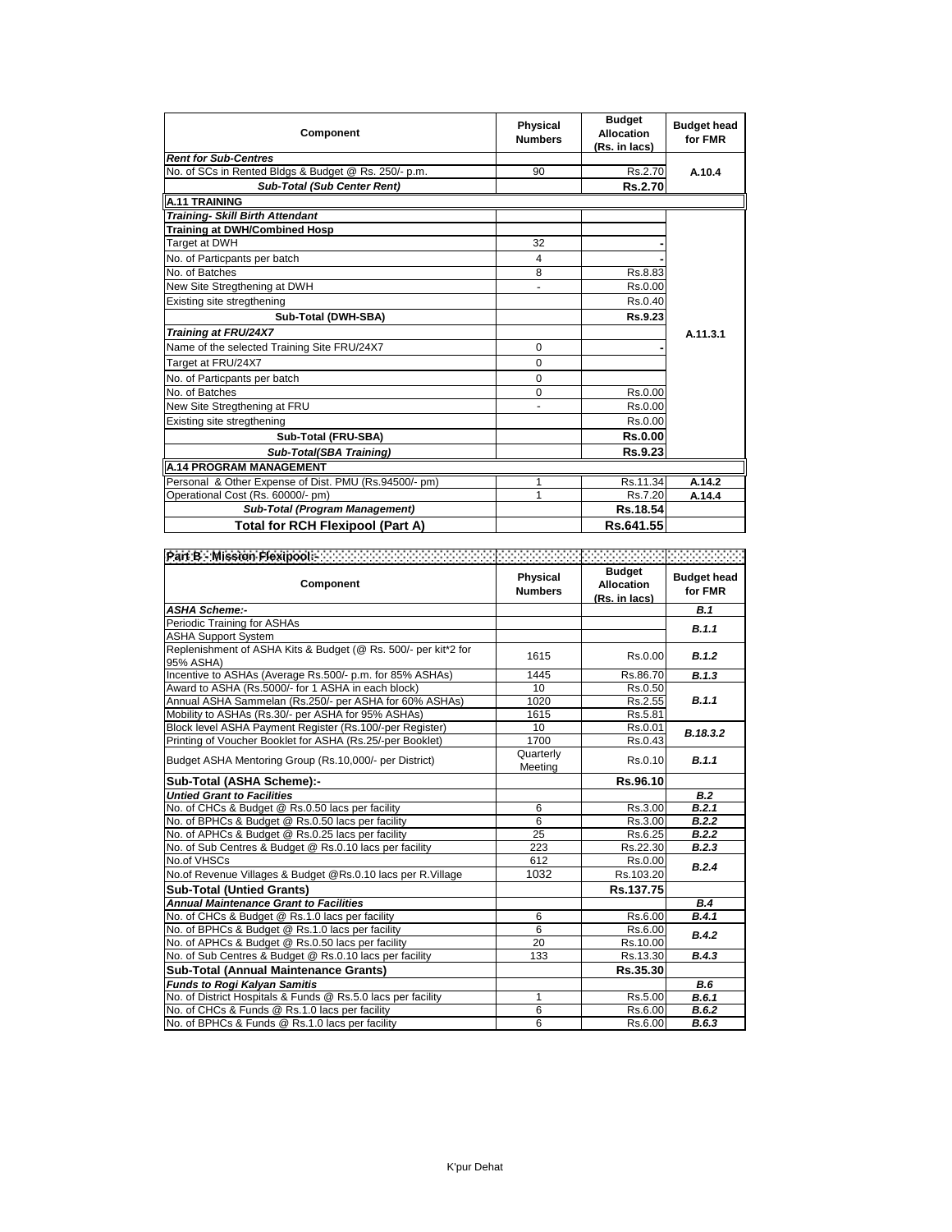| Component | Physical Numbers | Budget Allocation (Rs. in lacs) | Budget head for FMR |
|---|---|---|---|
| ***Rent for Sub-Centres*** | | | |
| No. of SCs in Rented Bldgs & Budget @ Rs. 250/- p.m. | 90 | Rs.2.70 | A.10.4 |
| ***Sub-Total (Sub Center Rent)*** | | **Rs.2.70** | |
| **A.11 TRAINING** | | | |
| ***Training- Skill Birth Attendant*** | | | A.11.3.1 |
| **Training at DWH/Combined Hosp** | | | |
| Target at DWH | 32 | - | |
| No. of Particpants per batch | 4 | - | |
| No. of Batches | 8 | Rs.8.83 | |
| New Site Stregthening at DWH | - | Rs.0.00 | |
| Existing site stregthening | | Rs.0.40 | |
| **Sub-Total (DWH-SBA)** | | **Rs.9.23** | |
| ***Training at FRU/24X7*** | | | |
| Name of the selected Training Site FRU/24X7 | 0 | - | |
| Target at FRU/24X7 | 0 | | |
| No. of Particpants per batch | 0 | | |
| No. of Batches | 0 | Rs.0.00 | |
| New Site Stregthening at FRU | - | Rs.0.00 | |
| Existing site stregthening | | Rs.0.00 | |
| **Sub-Total (FRU-SBA)** | | **Rs.0.00** | |
| ***Sub-Total(SBA Training)*** | | **Rs.9.23** | |
| **A.14 PROGRAM MANAGEMENT** | | | |
| Personal & Other Expense of Dist. PMU (Rs.94500/- pm) | 1 | Rs.11.34 | A.14.2 |
| Operational Cost (Rs. 60000/- pm) | 1 | Rs.7.20 | A.14.4 |
| ***Sub-Total (Program Management)*** | | **Rs.18.54** | |
| **Total for RCH Flexipool (Part A)** | | **Rs.641.55** | |

**Part B - Mission Flexipool:-**

| Component | Physical Numbers | Budget Allocation (Rs. in lacs) | Budget head for FMR |
|---|---|---|---|
| ***ASHA Scheme:-*** | | | ***B.1*** |
| Periodic Training for ASHAs | | | ***B.1.1*** |
| ASHA Support System | | | |
| Replenishment of ASHA Kits & Budget (@ Rs. 500/- per kit*2 for 95% ASHA) | 1615 | Rs.0.00 | ***B.1.2*** |
| Incentive to ASHAs (Average Rs.500/- p.m. for 85% ASHAs) | 1445 | Rs.86.70 | ***B.1.3*** |
| Award to ASHA (Rs.5000/- for 1 ASHA in each block) | 10 | Rs.0.50 | ***B.1.1*** |
| Annual ASHA Sammelan (Rs.250/- per ASHA for 60% ASHAs) | 1020 | Rs.2.55 | |
| Mobility to ASHAs (Rs.30/- per ASHA for 95% ASHAs) | 1615 | Rs.5.81 | |
| Block level ASHA Payment Register (Rs.100/-per Register) | 10 | Rs.0.01 | ***B.18.3.2*** |
| Printing of Voucher Booklet for ASHA (Rs.25/-per Booklet) | 1700 | Rs.0.43 | |
| Budget ASHA Mentoring Group (Rs.10,000/- per District) | Quarterly Meeting | Rs.0.10 | ***B.1.1*** |
| **Sub-Total (ASHA Scheme):-** | | **Rs.96.10** | |
| ***Untied Grant to Facilities*** | | | ***B.2*** |
| No. of CHCs & Budget @ Rs.0.50 lacs per facility | 6 | Rs.3.00 | ***B.2.1*** |
| No. of BPHCs & Budget @ Rs.0.50 lacs per facility | 6 | Rs.3.00 | ***B.2.2*** |
| No. of APHCs & Budget @ Rs.0.25 lacs per facility | 25 | Rs.6.25 | ***B.2.2*** |
| No. of Sub Centres & Budget @ Rs.0.10 lacs per facility | 223 | Rs.22.30 | ***B.2.3*** |
| No.of VHSCs | 612 | Rs.0.00 | ***B.2.4*** |
| No.of Revenue Villages & Budget @Rs.0.10 lacs per R.Village | 1032 | Rs.103.20 | |
| **Sub-Total (Untied Grants)** | | **Rs.137.75** | |
| ***Annual Maintenance Grant to Facilities*** | | | ***B.4*** |
| No. of CHCs & Budget @ Rs.1.0 lacs per facility | 6 | Rs.6.00 | ***B.4.1*** |
| No. of BPHCs & Budget @ Rs.1.0 lacs per facility | 6 | Rs.6.00 | ***B.4.2*** |
| No. of APHCs & Budget @ Rs.0.50 lacs per facility | 20 | Rs.10.00 | |
| No. of Sub Centres & Budget @ Rs.0.10 lacs per facility | 133 | Rs.13.30 | ***B.4.3*** |
| **Sub-Total (Annual Maintenance Grants)** | | **Rs.35.30** | |
| ***Funds to Rogi Kalyan Samitis*** | | | ***B.6*** |
| No. of District Hospitals & Funds @ Rs.5.0 lacs per facility | 1 | Rs.5.00 | ***B.6.1*** |
| No. of CHCs & Funds @ Rs.1.0 lacs per facility | 6 | Rs.6.00 | ***B.6.2*** |
| No. of BPHCs & Funds @ Rs.1.0 lacs per facility | 6 | Rs.6.00 | ***B.6.3*** |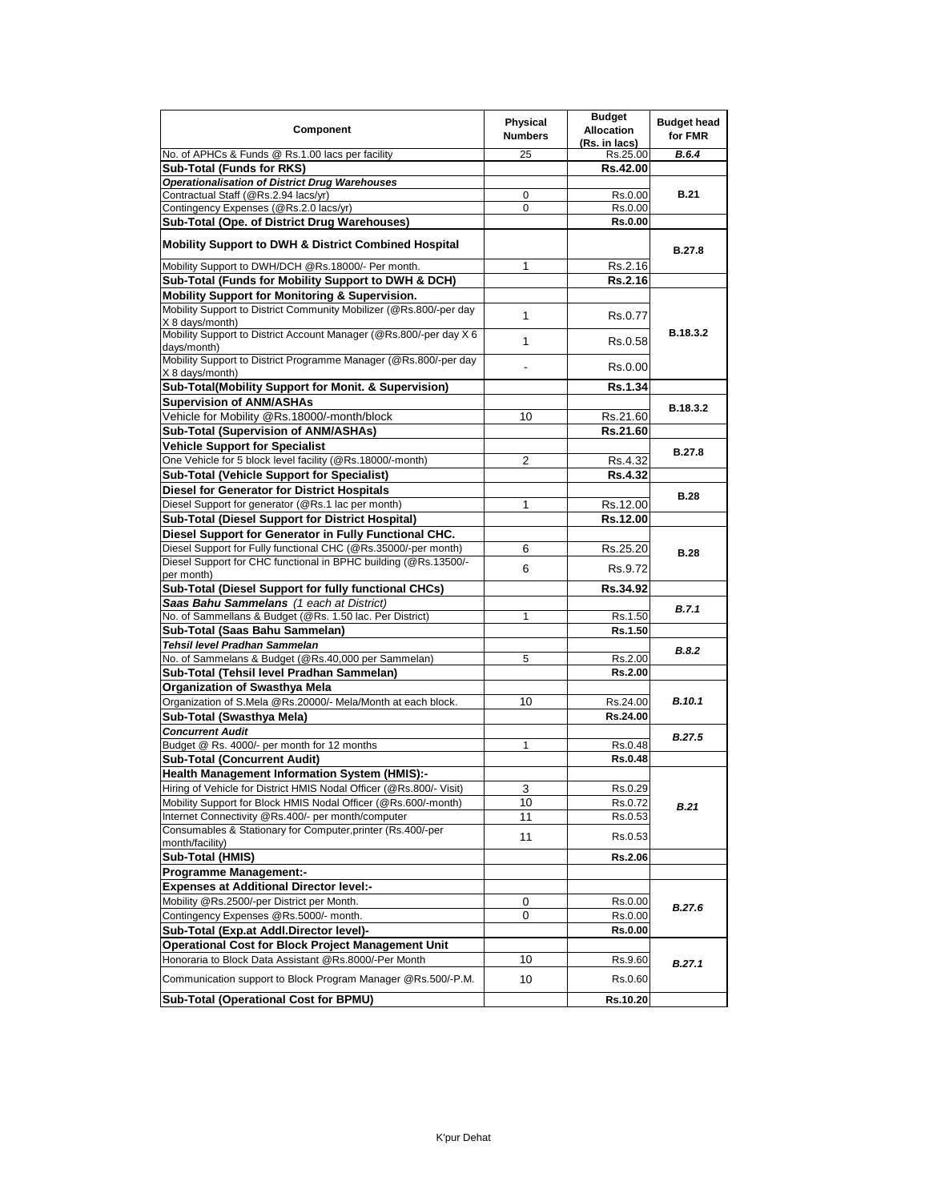| Component | Physical Numbers | Budget Allocation (Rs. in lacs) | Budget head for FMR |
|---|---|---|---|
| No. of APHCs & Funds @ Rs.1.00 lacs per facility | 25 | Rs.25.00 | ***B.6.4*** |
| **Sub-Total (Funds for RKS)** | | **Rs.42.00** | |
| ***Operationalisation of District Drug Warehouses*** | | | **B.21** |
| Contractual Staff (@Rs.2.94 lacs/yr) | 0 | Rs.0.00 | |
| Contingency Expenses (@Rs.2.0 lacs/yr) | 0 | Rs.0.00 | |
| **Sub-Total (Ope. of District Drug Warehouses)** | | **Rs.0.00** | |
| **Mobility Support to DWH & District Combined Hospital** | | | **B.27.8** |
| Mobility Support to DWH/DCH @Rs.18000/- Per month. | 1 | Rs.2.16 | |
| **Sub-Total (Funds for Mobility Support to DWH & DCH)** | | **Rs.2.16** | |
| **Mobility Support for Monitoring & Supervision.** | | | **B.18.3.2** |
| Mobility Support to District Community Mobilizer (@Rs.800/-per day X 8 days/month) | 1 | Rs.0.77 | |
| Mobility Support to District Account Manager (@Rs.800/-per day X 6 days/month) | 1 | Rs.0.58 | |
| Mobility Support to District Programme Manager (@Rs.800/-per day X 8 days/month) | - | Rs.0.00 | |
| **Sub-Total(Mobility Support for Monit. & Supervision)** | | **Rs.1.34** | |
| **Supervision of ANM/ASHAs** | | | **B.18.3.2** |
| Vehicle for Mobility @Rs.18000/-month/block | 10 | Rs.21.60 | |
| **Sub-Total (Supervision of ANM/ASHAs)** | | **Rs.21.60** | |
| **Vehicle Support for Specialist** | | | **B.27.8** |
| One Vehicle for 5 block level facility (@Rs.18000/-month) | 2 | Rs.4.32 | |
| **Sub-Total (Vehicle Support for Specialist)** | | **Rs.4.32** | |
| **Diesel for Generator for District Hospitals** | | | **B.28** |
| Diesel Support for generator (@Rs.1 lac per month) | 1 | Rs.12.00 | |
| **Sub-Total (Diesel Support for District Hospital)** | | **Rs.12.00** | |
| **Diesel Support for Generator in Fully Functional CHC.** | | | **B.28** |
| Diesel Support for Fully functional CHC (@Rs.35000/-per month) | 6 | Rs.25.20 | |
| Diesel Support for CHC functional in BPHC building (@Rs.13500/-per month) | 6 | Rs.9.72 | |
| **Sub-Total (Diesel Support for fully functional CHCs)** | | **Rs.34.92** | |
| ***Saas Bahu Sammelans** (1 each at District)* | | | ***B.7.1*** |
| No. of Sammellans & Budget (@Rs. 1.50 lac. Per District) | 1 | Rs.1.50 | |
| **Sub-Total (Saas Bahu Sammelan)** | | **Rs.1.50** | |
| ***Tehsil level Pradhan Sammelan*** | | | ***B.8.2*** |
| No. of Sammelans & Budget (@Rs.40,000 per Sammelan) | 5 | Rs.2.00 | |
| **Sub-Total (Tehsil level Pradhan Sammelan)** | | **Rs.2.00** | |
| **Organization of Swasthya Mela** | | | ***B.10.1*** |
| Organization of S.Mela @Rs.20000/- Mela/Month at each block. | 10 | Rs.24.00 | |
| **Sub-Total (Swasthya Mela)** | | **Rs.24.00** | |
| ***Concurrent Audit*** | | | ***B.27.5*** |
| Budget @ Rs. 4000/- per month for 12 months | 1 | Rs.0.48 | |
| **Sub-Total (Concurrent Audit)** | | **Rs.0.48** | |
| **Health Management Information System (HMIS):-** | | | ***B.21*** |
| Hiring of Vehicle for District HMIS Nodal Officer (@Rs.800/- Visit) | 3 | Rs.0.29 | |
| Mobility Support for Block HMIS Nodal Officer (@Rs.600/-month) | 10 | Rs.0.72 | |
| Internet Connectivity @Rs.400/- per month/computer | 11 | Rs.0.53 | |
| Consumables & Stationary for Computer,printer (Rs.400/-per month/facility) | 11 | Rs.0.53 | |
| **Sub-Total (HMIS)** | | **Rs.2.06** | |
| **Programme Management:-** | | | |
| **Expenses at Additional Director level:-** | | | ***B.27.6*** |
| Mobility @Rs.2500/-per District per Month. | 0 | Rs.0.00 | |
| Contingency Expenses @Rs.5000/- month. | 0 | Rs.0.00 | |
| **Sub-Total (Exp.at Addl.Director level)-** | | **Rs.0.00** | |
| **Operational Cost for Block Project Management Unit** | | | ***B.27.1*** |
| Honoraria to Block Data Assistant @Rs.8000/-Per Month | 10 | Rs.9.60 | |
| Communication support to Block Program Manager @Rs.500/-P.M. | 10 | Rs.0.60 | |
| **Sub-Total (Operational Cost for BPMU)** | | **Rs.10.20** | |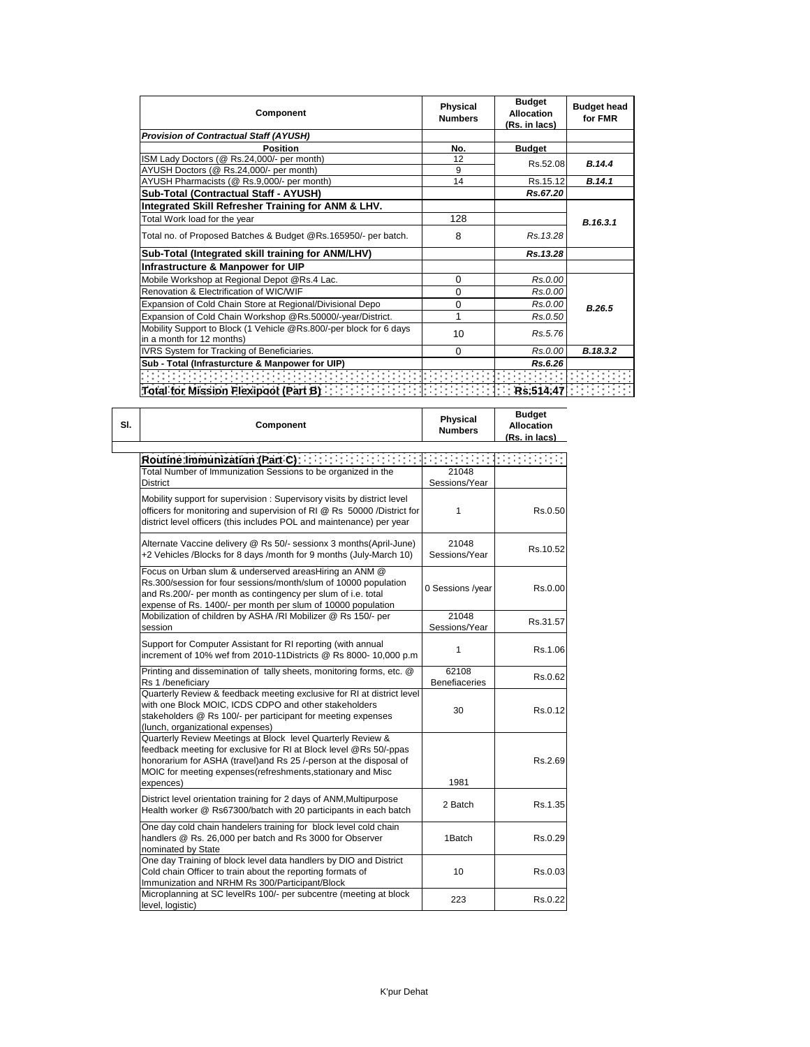| Component | Physical Numbers | Budget Allocation (Rs. in lacs) | Budget head for FMR |
|---|---|---|---|
| ***Provision of Contractual Staff (AYUSH)*** | | | |
| **Position** | **No.** | **Budget** | |
| ISM Lady Doctors (@ Rs.24,000/- per month) | 12 | Rs.52.08 | ***B.14.4*** |
| AYUSH Doctors (@ Rs.24,000/- per month) | 9 | | |
| AYUSH Pharmacists (@ Rs.9,000/- per month) | 14 | Rs.15.12 | ***B.14.1*** |
| **Sub-Total (Contractual Staff - AYUSH)** | | ***Rs.67.20*** | |
| **Integrated Skill Refresher Training for ANM & LHV.** | | | |
| Total Work load for the year | 128 | | ***B.16.3.1*** |
| Total no. of Proposed Batches & Budget @Rs.165950/- per batch. | 8 | *Rs.13.28* | |
| **Sub-Total (Integrated skill training for ANM/LHV)** | | ***Rs.13.28*** | |
| **Infrastructure & Manpower for UIP** | | | |
| Mobile Workshop at Regional Depot @Rs.4 Lac. | 0 | *Rs.0.00* | ***B.26.5*** |
| Renovation & Electrification of WIC/WIF | 0 | *Rs.0.00* | |
| Expansion of Cold Chain Store at Regional/Divisional Depo | 0 | *Rs.0.00* | |
| Expansion of Cold Chain Workshop @Rs.50000/-year/District. | 1 | *Rs.0.50* | |
| Mobility Support to Block (1 Vehicle @Rs.800/-per block for 6 days in a month for 12 months) | 10 | *Rs.5.76* | |
| IVRS System for Tracking of Beneficiaries. | 0 | *Rs.0.00* | ***B.18.3.2*** |
| **Sub - Total (Infrasturcture & Manpower for UIP)** | | ***Rs.6.26*** | |
| **Total for Mission Flexipool (Part B)** | | **Rs.514.47** | |

| Sl. | Component | Physical Numbers | Budget Allocation (Rs. in lacs) |
|---|---|---|---|
| | **Routine Immunization (Part C)** | | |
| | Total Number of Immunization Sessions to be organized in the District | 21048 Sessions/Year | |
| | Mobility support for supervision : Supervisory visits by district level officers for monitoring and supervision of RI @ Rs 50000 /District for district level officers (this includes POL and maintenance) per year | 1 | Rs.0.50 |
| | Alternate Vaccine delivery @ Rs 50/- sessionx 3 months(April-June) +2 Vehicles /Blocks for 8 days /month for 9 months (July-March 10) | 21048 Sessions/Year | Rs.10.52 |
| | Focus on Urban slum & underserved areasHiring an ANM @ Rs.300/session for four sessions/month/slum of 10000 population and Rs.200/- per month as contingency per slum of i.e. total expense of Rs. 1400/- per month per slum of 10000 population | 0 Sessions /year | Rs.0.00 |
| | Mobilization of children by ASHA /RI Mobilizer @ Rs 150/- per session | 21048 Sessions/Year | Rs.31.57 |
| | Support for Computer Assistant for RI reporting (with annual increment of 10% wef from 2010-11Districts @ Rs 8000- 10,000 p.m | 1 | Rs.1.06 |
| | Printing and dissemination of tally sheets, monitoring forms, etc. @ Rs 1 /beneficiary | 62108 Benefiaceries | Rs.0.62 |
| | Quarterly Review & feedback meeting exclusive for RI at district level with one Block MOIC, ICDS CDPO and other stakeholders stakeholders @ Rs 100/- per participant for meeting expenses (lunch, organizational expenses) | 30 | Rs.0.12 |
| | Quarterly Review Meetings at Block level Quarterly Review & feedback meeting for exclusive for RI at Block level @Rs 50/-ppas honorarium for ASHA (travel)and Rs 25 /-person at the disposal of MOIC for meeting expenses(refreshments,stationary and Misc expences) | 1981 | Rs.2.69 |
| | District level orientation training for 2 days of ANM,Multipurpose Health worker @ Rs67300/batch with 20 participants in each batch | 2 Batch | Rs.1.35 |
| | One day cold chain handelers training for block level cold chain handlers @ Rs. 26,000 per batch and Rs 3000 for Observer nominated by State | 1Batch | Rs.0.29 |
| | One day Training of block level data handlers by DIO and District Cold chain Officer to train about the reporting formats of Immunization and NRHM Rs 300/Participant/Block | 10 | Rs.0.03 |
| | Microplanning at SC levelRs 100/- per subcentre (meeting at block level, logistic) | 223 | Rs.0.22 |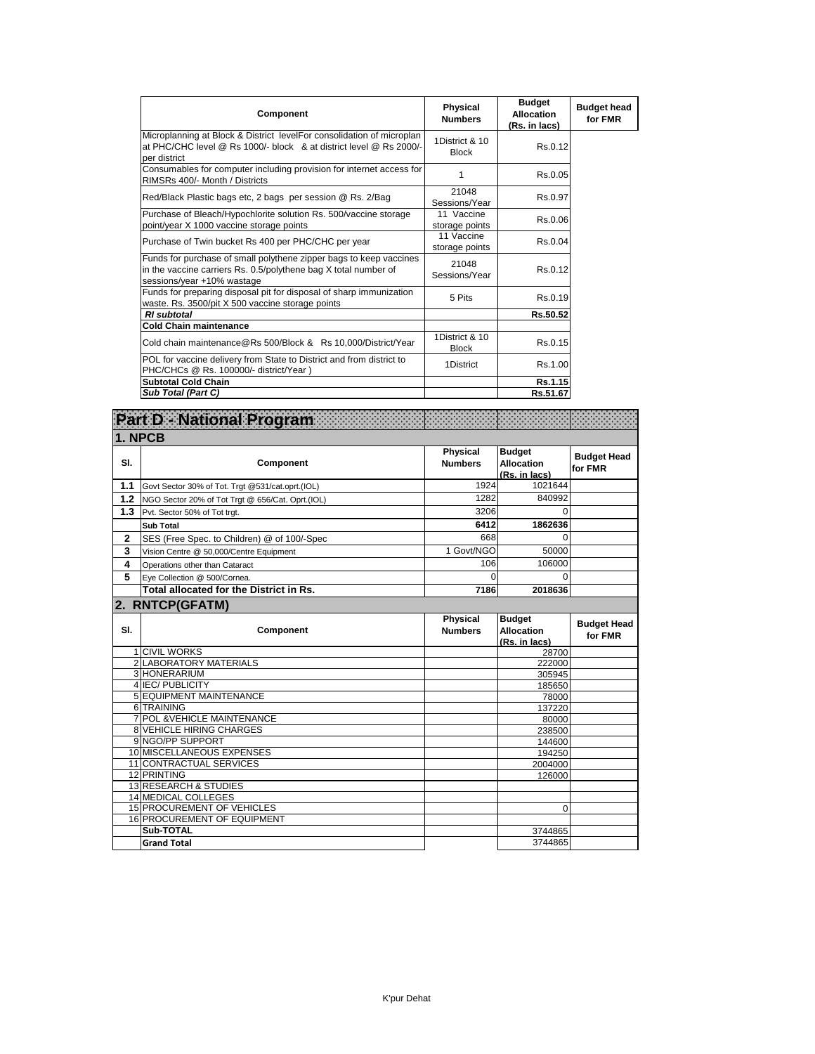| Component | Physical Numbers | Budget Allocation (Rs. in lacs) | Budget head for FMR |
|---|---|---|---|
| Microplanning at Block & District levelFor consolidation of microplan at PHC/CHC level @ Rs 1000/- block & at district level @ Rs 2000/- per district | 1District & 10 Block | Rs.0.12 | |
| Consumables for computer including provision for internet access for RIMSRs 400/- Month / Districts | 1 | Rs.0.05 | |
| Red/Black Plastic bags etc, 2 bags per session @ Rs. 2/Bag | 21048 Sessions/Year | Rs.0.97 | |
| Purchase of Bleach/Hypochlorite solution Rs. 500/vaccine storage point/year X 1000 vaccine storage points | 11 Vaccine storage points | Rs.0.06 | |
| Purchase of Twin bucket Rs 400 per PHC/CHC per year | 11 Vaccine storage points | Rs.0.04 | |
| Funds for purchase of small polythene zipper bags to keep vaccines in the vaccine carriers Rs. 0.5/polythene bag X total number of sessions/year +10% wastage | 21048 Sessions/Year | Rs.0.12 | |
| Funds for preparing disposal pit for disposal of sharp immunization waste. Rs. 3500/pit X 500 vaccine storage points | 5 Pits | Rs.0.19 | |
| ***RI subtotal*** | | **Rs.50.52** | |
| **Cold Chain maintenance** | | | |
| Cold chain maintenance@Rs 500/Block & Rs 10,000/District/Year | 1District & 10 Block | Rs.0.15 | |
| POL for vaccine delivery from State to District and from district to PHC/CHCs @ Rs. 100000/- district/Year ) | 1District | Rs.1.00 | |
| **Subtotal Cold Chain** | | **Rs.1.15** | |
| ***Sub Total (Part C)*** | | **Rs.51.67** | |

# Part D - National Program

## 1. NPCB

| Sl. | Component | Physical Numbers | Budget Allocation (Rs. in lacs) | Budget Head for FMR |
|---|---|---|---|---|
| **1.1** | Govt Sector 30% of Tot. Trgt @531/cat.oprt.(IOL) | 1924 | 1021644 | |
| **1.2** | NGO Sector 20% of Tot Trgt @ 656/Cat. Oprt.(IOL) | 1282 | 840992 | |
| **1.3** | Pvt. Sector 50% of Tot trgt. | 3206 | 0 | |
| | **Sub Total** | **6412** | **1862636** | |
| **2** | SES (Free Spec. to Children) @ of 100/-Spec | 668 | 0 | |
| **3** | Vision Centre @ 50,000/Centre Equipment | 1 Govt/NGO | 50000 | |
| **4** | Operations other than Cataract | 106 | 106000 | |
| **5** | Eye Collection @ 500/Cornea. | 0 | 0 | |
| | **Total allocated for the District in Rs.** | **7186** | **2018636** | |

## 2. RNTCP(GFATM)

| Sl. | Component | Physical Numbers | Budget Allocation (Rs. in lacs) | Budget Head for FMR |
|---|---|---|---|---|
| 1 | CIVIL WORKS | | 28700 | |
| 2 | LABORATORY MATERIALS | | 222000 | |
| 3 | HONERARIUM | | 305945 | |
| 4 | IEC/ PUBLICITY | | 185650 | |
| 5 | EQUIPMENT MAINTENANCE | | 78000 | |
| 6 | TRAINING | | 137220 | |
| 7 | POL &VEHICLE MAINTENANCE | | 80000 | |
| 8 | VEHICLE HIRING CHARGES | | 238500 | |
| 9 | NGO/PP SUPPORT | | 144600 | |
| 10 | MISCELLANEOUS EXPENSES | | 194250 | |
| 11 | CONTRACTUAL SERVICES | | 2004000 | |
| 12 | PRINTING | | 126000 | |
| 13 | RESEARCH & STUDIES | | | |
| 14 | MEDICAL COLLEGES | | | |
| 15 | PROCUREMENT OF VEHICLES | | 0 | |
| 16 | PROCUREMENT OF EQUIPMENT | | | |
| | **Sub-TOTAL** | | 3744865 | |
| | **Grand Total** | | 3744865 | |

K'pur Dehat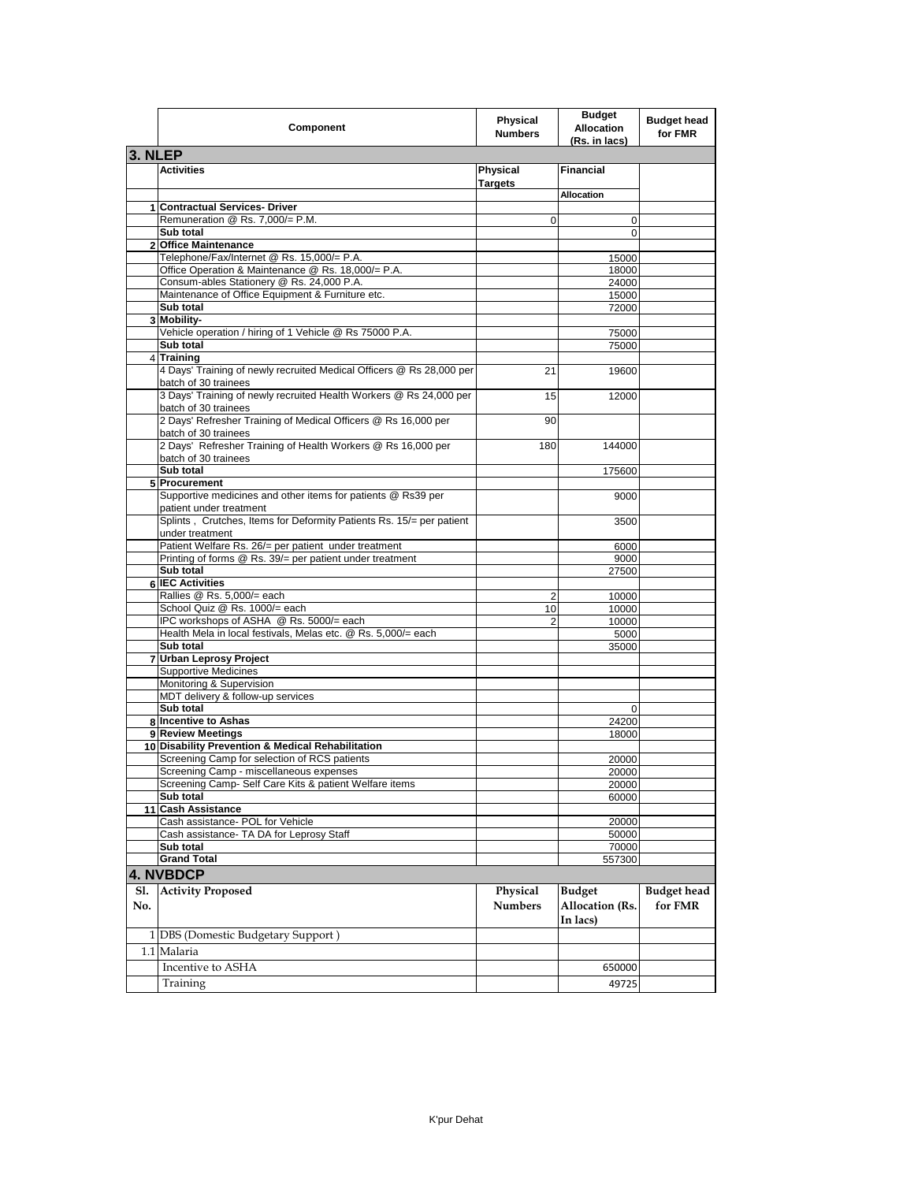| | Component | Physical Numbers | Budget Allocation (Rs. in lacs) | Budget head for FMR |
|---|---|---|---|---|
| **3. NLEP** | | | | |
| | **Activities** | **Physical Targets** | **Financial** | |
| | | | **Allocation** | |
| 1 | **Contractual Services- Driver** | | | |
| | Remuneration @ Rs. 7,000/= P.M. | 0 | 0 | |
| | **Sub total** | | 0 | |
| 2 | **Office Maintenance** | | | |
| | Telephone/Fax/Internet @ Rs. 15,000/= P.A. | | 15000 | |
| | Office Operation & Maintenance @ Rs. 18,000/= P.A. | | 18000 | |
| | Consum-ables Stationery @ Rs. 24,000 P.A. | | 24000 | |
| | Maintenance of Office Equipment & Furniture etc. | | 15000 | |
| | **Sub total** | | 72000 | |
| 3 | **Mobility-** | | | |
| | Vehicle operation / hiring of 1 Vehicle @ Rs 75000 P.A. | | 75000 | |
| | **Sub total** | | 75000 | |
| 4 | **Training** | | | |
| | 4 Days' Training of newly recruited Medical Officers @ Rs 28,000 per batch of 30 trainees | 21 | 19600 | |
| | 3 Days' Training of newly recruited Health Workers @ Rs 24,000 per batch of 30 trainees | 15 | 12000 | |
| | 2 Days' Refresher Training of Medical Officers @ Rs 16,000 per batch of 30 trainees | 90 | | |
| | 2 Days' Refresher Training of Health Workers @ Rs 16,000 per batch of 30 trainees | 180 | 144000 | |
| | **Sub total** | | 175600 | |
| 5 | **Procurement** | | | |
| | Supportive medicines and other items for patients @ Rs39 per patient under treatment | | 9000 | |
| | Splints , Crutches, Items for Deformity Patients Rs. 15/= per patient under treatment | | 3500 | |
| | Patient Welfare Rs. 26/= per patient under treatment | | 6000 | |
| | Printing of forms @ Rs. 39/= per patient under treatment | | 9000 | |
| | **Sub total** | | 27500 | |
| 6 | **IEC Activities** | | | |
| | Rallies @ Rs. 5,000/= each | 2 | 10000 | |
| | School Quiz @ Rs. 1000/= each | 10 | 10000 | |
| | IPC workshops of ASHA @ Rs. 5000/= each | 2 | 10000 | |
| | Health Mela in local festivals, Melas etc. @ Rs. 5,000/= each | | 5000 | |
| | **Sub total** | | 35000 | |
| 7 | **Urban Leprosy Project** | | | |
| | Supportive Medicines | | | |
| | Monitoring & Supervision | | | |
| | MDT delivery & follow-up services | | | |
| | **Sub total** | | 0 | |
| 8 | **Incentive to Ashas** | | 24200 | |
| 9 | **Review Meetings** | | 18000 | |
| 10 | **Disability Prevention & Medical Rehabilitation** | | | |
| | Screening Camp for selection of RCS patients | | 20000 | |
| | Screening Camp - miscellaneous expenses | | 20000 | |
| | Screening Camp- Self Care Kits & patient Welfare items | | 20000 | |
| | **Sub total** | | 60000 | |
| 11 | **Cash Assistance** | | | |
| | Cash assistance- POL for Vehicle | | 20000 | |
| | Cash assistance- TA DA for Leprosy Staff | | 50000 | |
| | **Sub total** | | 70000 | |
| | **Grand Total** | | 557300 | |
| **4. NVBDCP** | | | | |
| **Sl. No.** | **Activity Proposed** | **Physical Numbers** | **Budget Allocation (Rs. In lacs)** | **Budget head for FMR** |
| 1 | DBS (Domestic Budgetary Support ) | | | |
| 1.1 | Malaria | | | |
| | Incentive to ASHA | | 650000 | |
| | Training | | 49725 | |

K'pur Dehat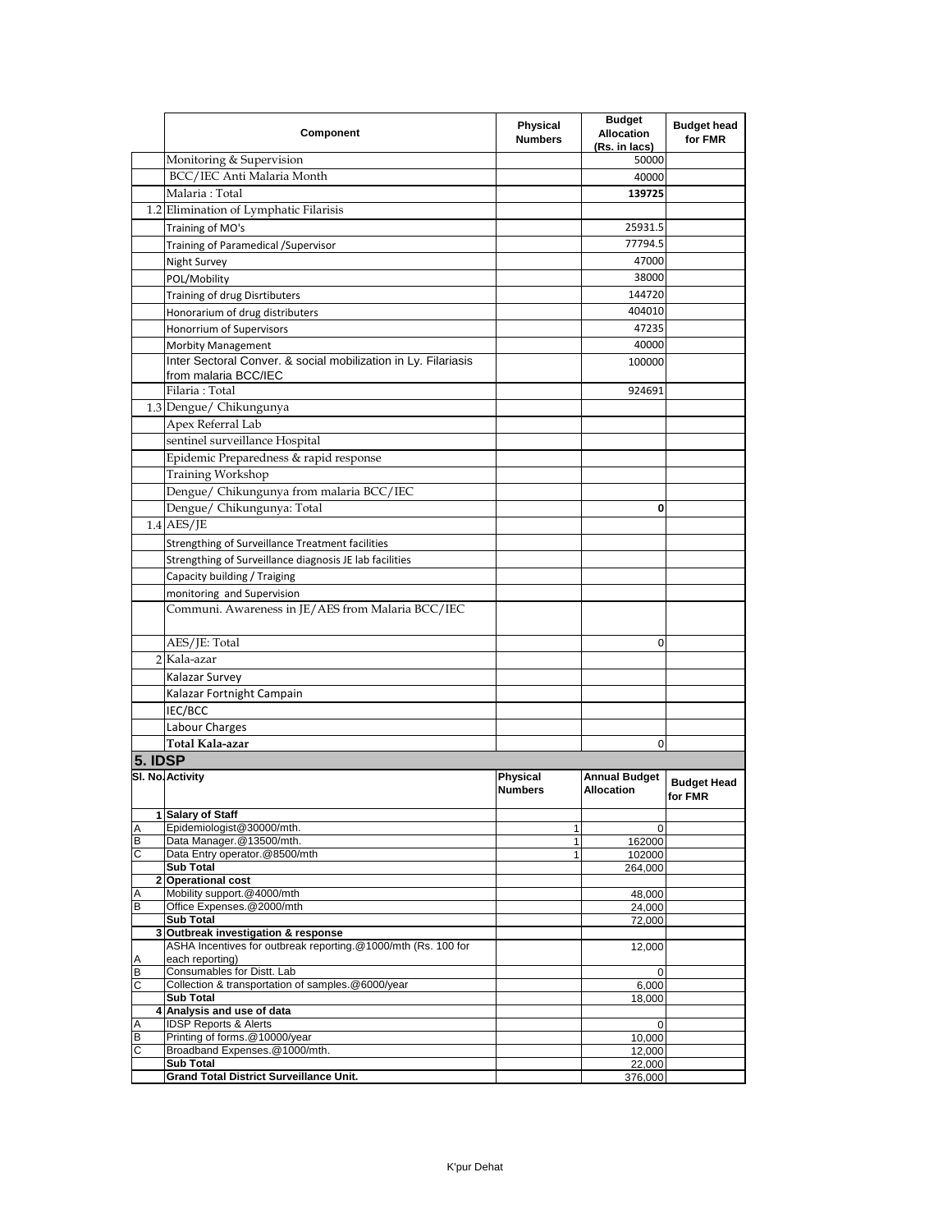| | Component | Physical Numbers | Budget Allocation (Rs. in lacs) | Budget head for FMR |
|---|---|---|---|---|
| | Monitoring & Supervision | | 50000 | |
| | BCC/IEC Anti Malaria Month | | 40000 | |
| | Malaria : Total | | **139725** | |
| 1.2 | Elimination of Lymphatic Filarisis | | | |
| | Training of MO's | | 25931.5 | |
| | Training of Paramedical /Supervisor | | 77794.5 | |
| | Night Survey | | 47000 | |
| | POL/Mobility | | 38000 | |
| | Training of drug Disrtibuters | | 144720 | |
| | Honorarium of drug distributers | | 404010 | |
| | Honorrium of Supervisors | | 47235 | |
| | Morbity Management | | 40000 | |
| | Inter Sectoral Conver. & social mobilization in Ly. Filariasis from malaria BCC/IEC | | 100000 | |
| | Filaria : Total | | 924691 | |
| 1.3 | Dengue/ Chikungunya | | | |
| | Apex Referral Lab | | | |
| | sentinel surveillance Hospital | | | |
| | Epidemic Preparedness & rapid response | | | |
| | Training Workshop | | | |
| | Dengue/ Chikungunya from malaria BCC/IEC | | | |
| | Dengue/ Chikungunya: Total | | **0** | |
| 1.4 | AES/JE | | | |
| | Strengthing of Surveillance Treatment facilities | | | |
| | Strengthing of Surveillance diagnosis JE lab facilities | | | |
| | Capacity building / Traiging | | | |
| | monitoring and Supervision | | | |
| | Communi. Awareness in JE/AES from Malaria BCC/IEC | | | |
| | AES/JE: Total | | 0 | |
| 2 | Kala-azar | | | |
| | Kalazar Survey | | | |
| | Kalazar Fortnight Campain | | | |
| | IEC/BCC | | | |
| | Labour Charges | | | |
| | **Total Kala-azar** | | 0 | |

## 5. IDSP

| Sl. No. | Activity | Physical Numbers | Annual Budget Allocation | Budget Head for FMR |
|---|---|---|---|---|
| 1 | **Salary of Staff** | | | |
| A | Epidemiologist@30000/mth. | 1 | 0 | |
| B | Data Manager.@13500/mth. | 1 | 162000 | |
| C | Data Entry operator.@8500/mth | 1 | 102000 | |
| | **Sub Total** | | 264,000 | |
| 2 | **Operational cost** | | | |
| A | Mobility support.@4000/mth | | 48,000 | |
| B | Office Expenses.@2000/mth | | 24,000 | |
| | **Sub Total** | | 72,000 | |
| 3 | **Outbreak investigation & response** | | | |
| A | ASHA Incentives for outbreak reporting.@1000/mth (Rs. 100 for each reporting) | | 12,000 | |
| B | Consumables for Distt. Lab | | 0 | |
| C | Collection & transportation of samples.@6000/year | | 6,000 | |
| | **Sub Total** | | 18,000 | |
| 4 | **Analysis and use of data** | | | |
| A | IDSP Reports & Alerts | | 0 | |
| B | Printing of forms.@10000/year | | 10,000 | |
| C | Broadband Expenses.@1000/mth. | | 12,000 | |
| | **Sub Total** | | 22,000 | |
| | **Grand Total District Surveillance Unit.** | | 376,000 | |

K'pur Dehat